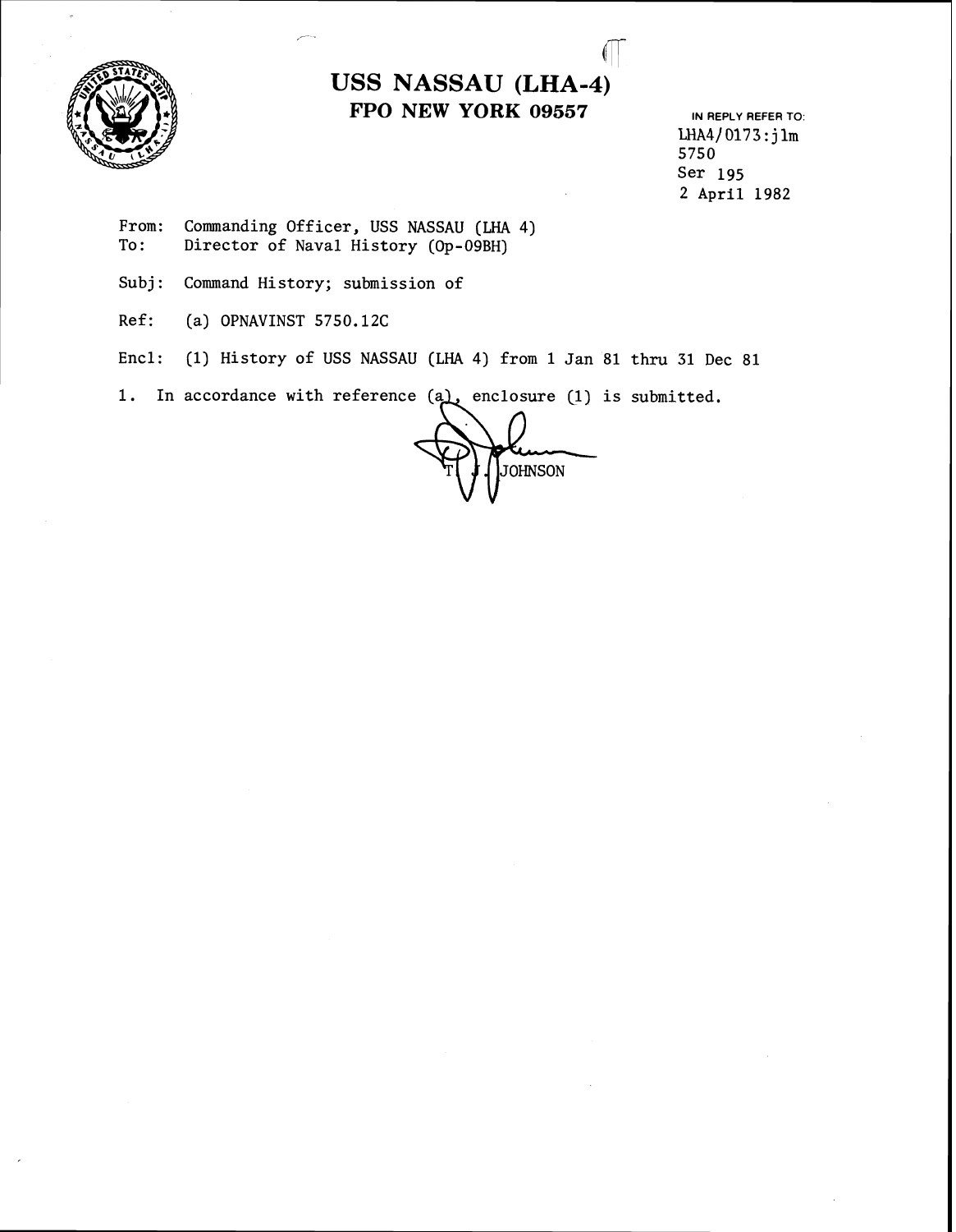# USS NASSAU (LHA-4)
## FPO NEW YORK 09557

IN REPLY REFER TO:
LHA4/0173:jlm
5750
Ser 195
2 April 1982

From: Commanding Officer, USS NASSAU (LHA 4)
To: Director of Naval History (Op-09BH)

Subj: Command History; submission of

Ref: (a) OPNAVINST 5750.12C

Encl: (1) History of USS NASSAU (LHA 4) from 1 Jan 81 thru 31 Dec 81

1. In accordance with reference (a), enclosure (1) is submitted.

T. J. JOHNSON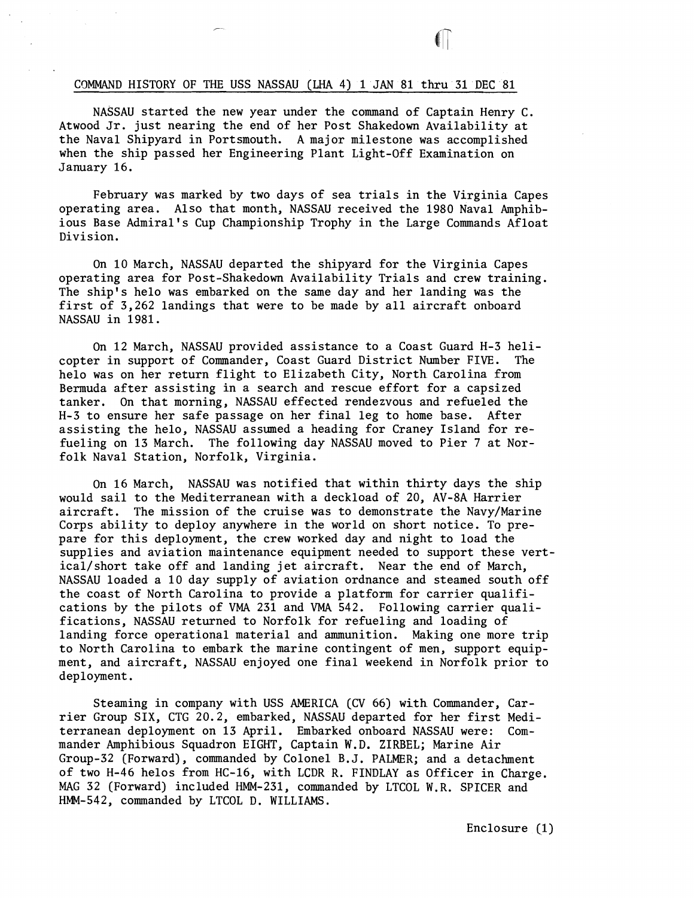COMMAND HISTORY OF THE USS NASSAU (LHA 4) 1 JAN 81 thru 31 DEC 81

NASSAU started the new year under the command of Captain Henry C. Atwood Jr. just nearing the end of her Post Shakedown Availability at the Naval Shipyard in Portsmouth. A major milestone was accomplished when the ship passed her Engineering Plant Light-Off Examination on January 16.

February was marked by two days of sea trials in the Virginia Capes operating area. Also that month, NASSAU received the 1980 Naval Amphibious Base Admiral's Cup Championship Trophy in the Large Commands Afloat Division.

On 10 March, NASSAU departed the shipyard for the Virginia Capes operating area for Post-Shakedown Availability Trials and crew training. The ship's helo was embarked on the same day and her landing was the first of 3,262 landings that were to be made by all aircraft onboard NASSAU in 1981.

On 12 March, NASSAU provided assistance to a Coast Guard H-3 helicopter in support of Commander, Coast Guard District Number FIVE. The helo was on her return flight to Elizabeth City, North Carolina from Bermuda after assisting in a search and rescue effort for a capsized tanker. On that morning, NASSAU effected rendezvous and refueled the H-3 to ensure her safe passage on her final leg to home base. After assisting the helo, NASSAU assumed a heading for Craney Island for refueling on 13 March. The following day NASSAU moved to Pier 7 at Norfolk Naval Station, Norfolk, Virginia.

On 16 March, NASSAU was notified that within thirty days the ship would sail to the Mediterranean with a deckload of 20, AV-8A Harrier aircraft. The mission of the cruise was to demonstrate the Navy/Marine Corps ability to deploy anywhere in the world on short notice. To prepare for this deployment, the crew worked day and night to load the supplies and aviation maintenance equipment needed to support these vertical/short take off and landing jet aircraft. Near the end of March, NASSAU loaded a 10 day supply of aviation ordnance and steamed south off the coast of North Carolina to provide a platform for carrier qualifications by the pilots of VMA 231 and VMA 542. Following carrier qualifications, NASSAU returned to Norfolk for refueling and loading of landing force operational material and ammunition. Making one more trip to North Carolina to embark the marine contingent of men, support equipment, and aircraft, NASSAU enjoyed one final weekend in Norfolk prior to deployment.

Steaming in company with USS AMERICA (CV 66) with Commander, Carrier Group SIX, CTG 20.2, embarked, NASSAU departed for her first Mediterranean deployment on 13 April. Embarked onboard NASSAU were: Commander Amphibious Squadron EIGHT, Captain W.D. ZIRBEL; Marine Air Group-32 (Forward), commanded by Colonel B.J. PALMER; and a detachment of two H-46 helos from HC-16, with LCDR R. FINDLAY as Officer in Charge. MAG 32 (Forward) included HMM-231, commanded by LTCOL W.R. SPICER and HMM-542, commanded by LTCOL D. WILLIAMS.

Enclosure (1)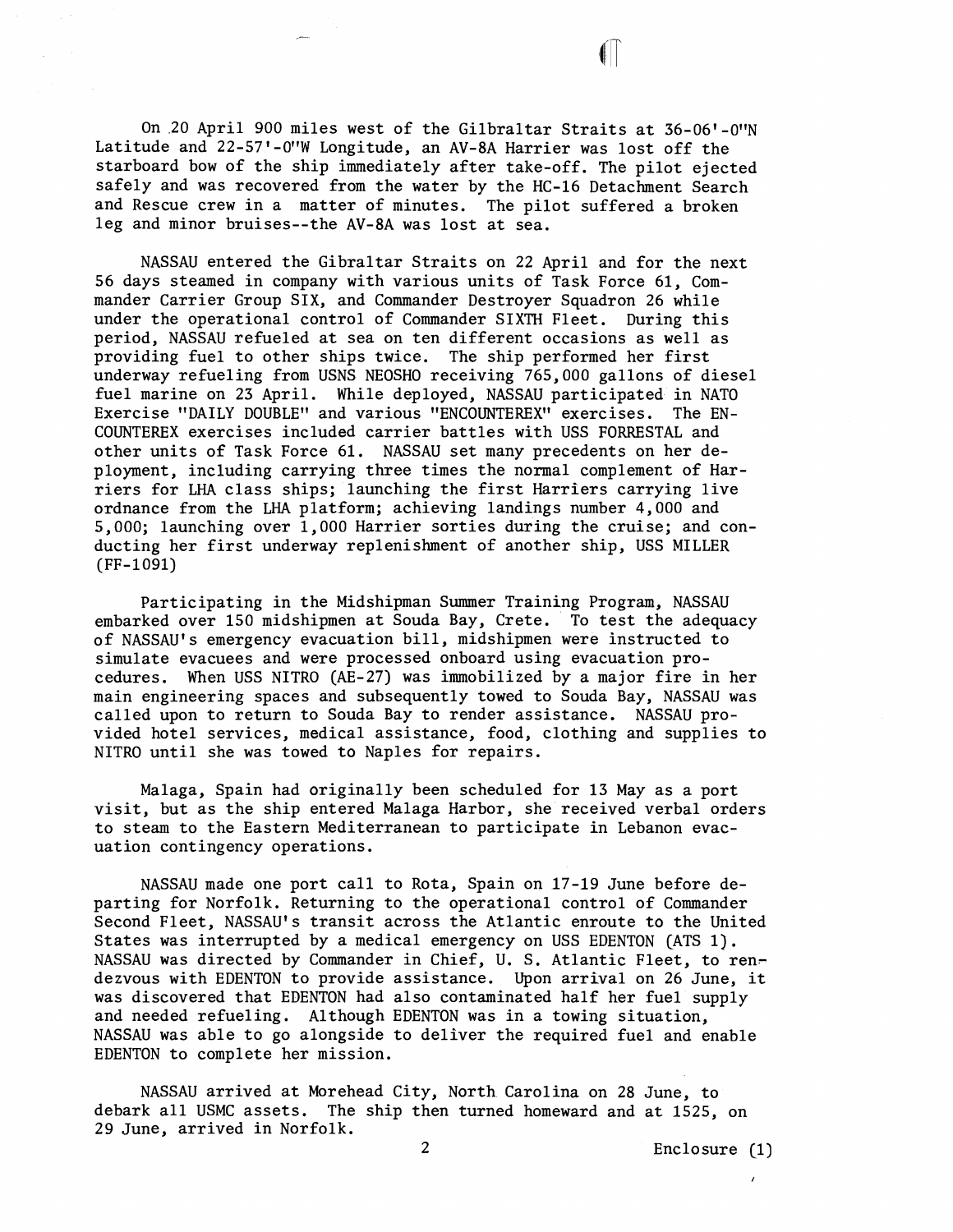On 20 April 900 miles west of the Gilbraltar Straits at 36-06'-0"N Latitude and 22-57'-0"W Longitude, an AV-8A Harrier was lost off the starboard bow of the ship immediately after take-off. The pilot ejected safely and was recovered from the water by the HC-16 Detachment Search and Rescue crew in a matter of minutes. The pilot suffered a broken leg and minor bruises--the AV-8A was lost at sea.

NASSAU entered the Gibraltar Straits on 22 April and for the next 56 days steamed in company with various units of Task Force 61, Commander Carrier Group SIX, and Commander Destroyer Squadron 26 while under the operational control of Commander SIXTH Fleet. During this period, NASSAU refueled at sea on ten different occasions as well as providing fuel to other ships twice. The ship performed her first underway refueling from USNS NEOSHO receiving 765,000 gallons of diesel fuel marine on 23 April. While deployed, NASSAU participated in NATO Exercise "DAILY DOUBLE" and various "ENCOUNTEREX" exercises. The ENCOUNTEREX exercises included carrier battles with USS FORRESTAL and other units of Task Force 61. NASSAU set many precedents on her deployment, including carrying three times the normal complement of Harriers for LHA class ships; launching the first Harriers carrying live ordnance from the LHA platform; achieving landings number 4,000 and 5,000; launching over 1,000 Harrier sorties during the cruise; and conducting her first underway replenishment of another ship, USS MILLER (FF-1091)

Participating in the Midshipman Summer Training Program, NASSAU embarked over 150 midshipmen at Souda Bay, Crete. To test the adequacy of NASSAU's emergency evacuation bill, midshipmen were instructed to simulate evacuees and were processed onboard using evacuation procedures. When USS NITRO (AE-27) was immobilized by a major fire in her main engineering spaces and subsequently towed to Souda Bay, NASSAU was called upon to return to Souda Bay to render assistance. NASSAU provided hotel services, medical assistance, food, clothing and supplies to NITRO until she was towed to Naples for repairs.

Malaga, Spain had originally been scheduled for 13 May as a port visit, but as the ship entered Malaga Harbor, she received verbal orders to steam to the Eastern Mediterranean to participate in Lebanon evacuation contingency operations.

NASSAU made one port call to Rota, Spain on 17-19 June before departing for Norfolk. Returning to the operational control of Commander Second Fleet, NASSAU's transit across the Atlantic enroute to the United States was interrupted by a medical emergency on USS EDENTON (ATS 1). NASSAU was directed by Commander in Chief, U. S. Atlantic Fleet, to rendezvous with EDENTON to provide assistance. Upon arrival on 26 June, it was discovered that EDENTON had also contaminated half her fuel supply and needed refueling. Although EDENTON was in a towing situation, NASSAU was able to go alongside to deliver the required fuel and enable EDENTON to complete her mission.

NASSAU arrived at Morehead City, North Carolina on 28 June, to debark all USMC assets. The ship then turned homeward and at 1525, on 29 June, arrived in Norfolk.

Enclosure (1)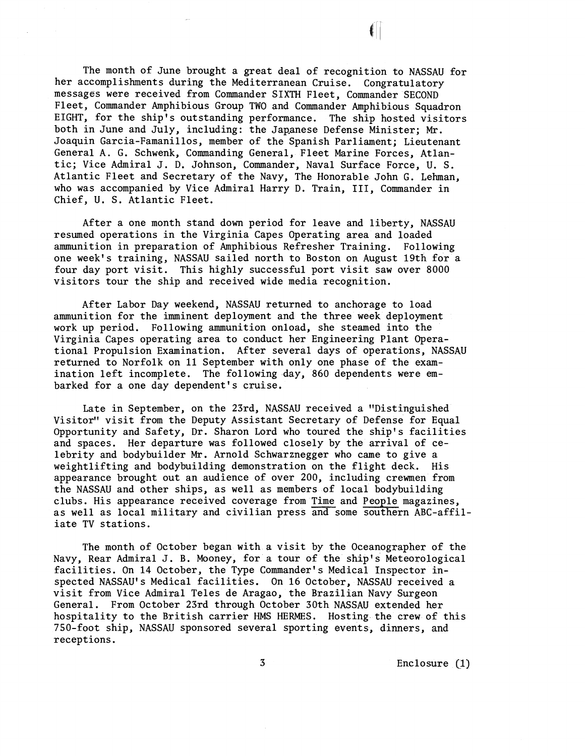The month of June brought a great deal of recognition to NASSAU for her accomplishments during the Mediterranean Cruise. Congratulatory messages were received from Commander SIXTH Fleet, Commander SECOND Fleet, Commander Amphibious Group TWO and Commander Amphibious Squadron EIGHT, for the ship's outstanding performance. The ship hosted visitors both in June and July, including: the Japanese Defense Minister; Mr. Joaquin Garcia-Famanillos, member of the Spanish Parliament; Lieutenant General A. G. Schwenk, Commanding General, Fleet Marine Forces, Atlantic; Vice Admiral J. D. Johnson, Commander, Naval Surface Force, U. S. Atlantic Fleet and Secretary of the Navy, The Honorable John G. Lehman, who was accompanied by Vice Admiral Harry D. Train, III, Commander in Chief, U. S. Atlantic Fleet.

After a one month stand down period for leave and liberty, NASSAU resumed operations in the Virginia Capes Operating area and loaded ammunition in preparation of Amphibious Refresher Training. Following one week's training, NASSAU sailed north to Boston on August 19th for a four day port visit. This highly successful port visit saw over 8000 visitors tour the ship and received wide media recognition.

After Labor Day weekend, NASSAU returned to anchorage to load ammunition for the imminent deployment and the three week deployment work up period. Following ammunition onload, she steamed into the Virginia Capes operating area to conduct her Engineering Plant Operational Propulsion Examination. After several days of operations, NASSAU returned to Norfolk on 11 September with only one phase of the examination left incomplete. The following day, 860 dependents were embarked for a one day dependent's cruise.

Late in September, on the 23rd, NASSAU received a "Distinguished Visitor" visit from the Deputy Assistant Secretary of Defense for Equal Opportunity and Safety, Dr. Sharon Lord who toured the ship's facilities and spaces. Her departure was followed closely by the arrival of celebrity and bodybuilder Mr. Arnold Schwarznegger who came to give a weightlifting and bodybuilding demonstration on the flight deck. His appearance brought out an audience of over 200, including crewmen from the NASSAU and other ships, as well as members of local bodybuilding clubs. His appearance received coverage from Time and People magazines, as well as local military and civilian press and some southern ABC-affiliate TV stations.

The month of October began with a visit by the Oceanographer of the Navy, Rear Admiral J. B. Mooney, for a tour of the ship's Meteorological facilities. On 14 October, the Type Commander's Medical Inspector inspected NASSAU's Medical facilities. On 16 October, NASSAU received a visit from Vice Admiral Teles de Aragao, the Brazilian Navy Surgeon General. From October 23rd through October 30th NASSAU extended her hospitality to the British carrier HMS HERMES. Hosting the crew of this 750-foot ship, NASSAU sponsored several sporting events, dinners, and receptions.

Enclosure (1)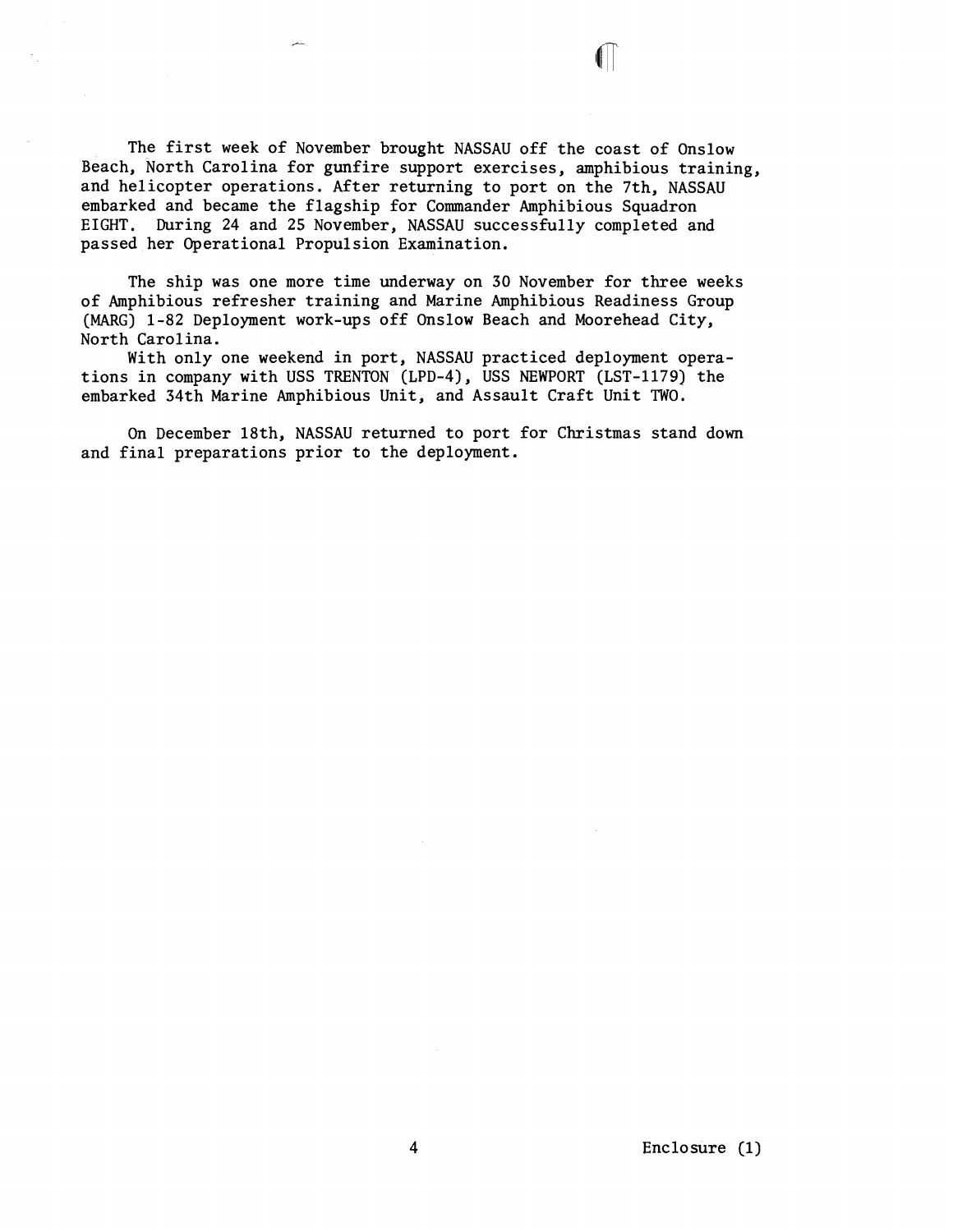The first week of November brought NASSAU off the coast of Onslow Beach, North Carolina for gunfire support exercises, amphibious training, and helicopter operations. After returning to port on the 7th, NASSAU embarked and became the flagship for Commander Amphibious Squadron EIGHT. During 24 and 25 November, NASSAU successfully completed and passed her Operational Propulsion Examination.

The ship was one more time underway on 30 November for three weeks of Amphibious refresher training and Marine Amphibious Readiness Group (MARG) 1-82 Deployment work-ups off Onslow Beach and Moorehead City, North Carolina.

With only one weekend in port, NASSAU practiced deployment operations in company with USS TRENTON (LPD-4), USS NEWPORT (LST-1179) the embarked 34th Marine Amphibious Unit, and Assault Craft Unit TWO.

On December 18th, NASSAU returned to port for Christmas stand down and final preparations prior to the deployment.

Enclosure (1)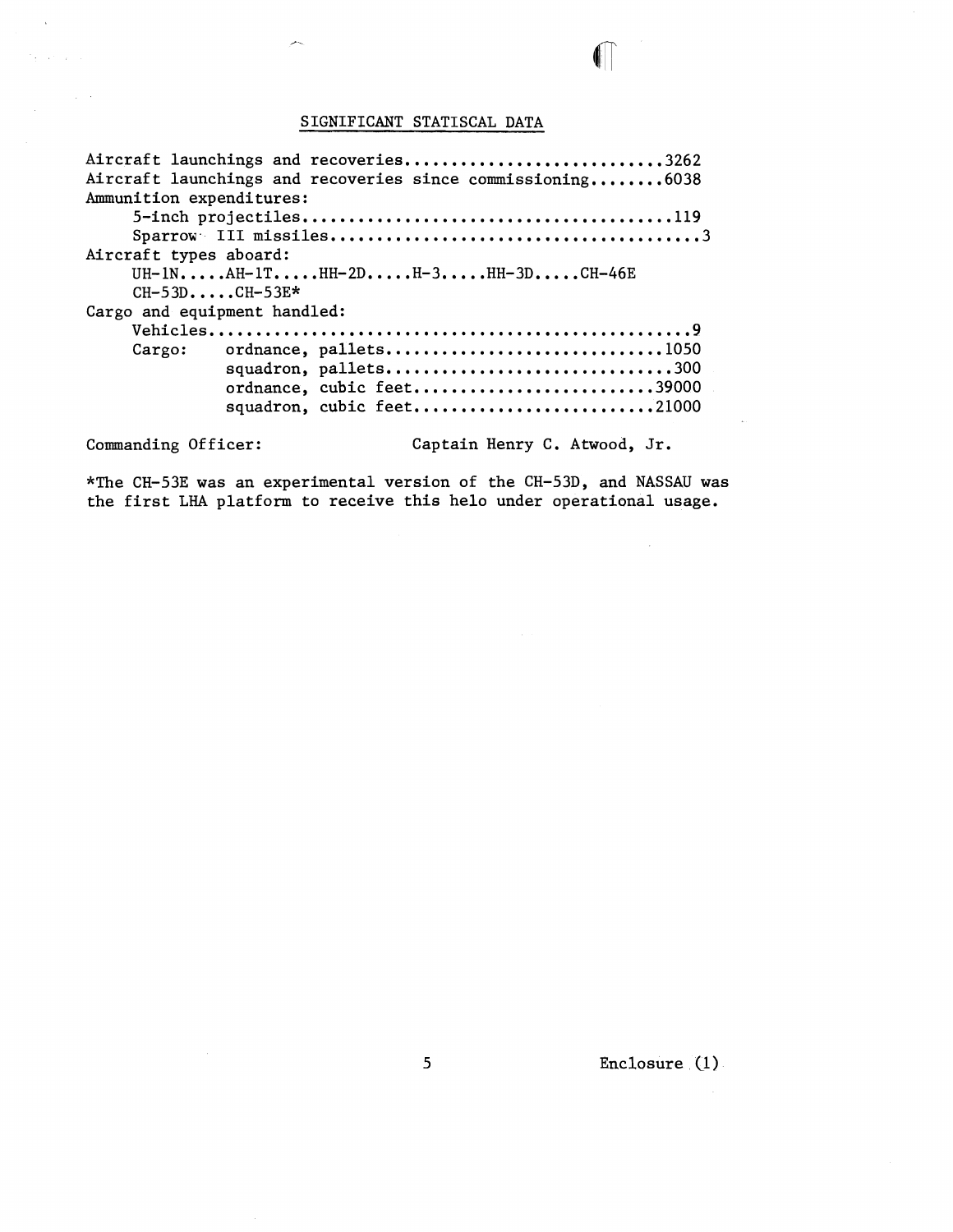## SIGNIFICANT STATISCAL DATA

Aircraft launchings and recoveries............................3262
Aircraft launchings and recoveries since commissioning........6038
Ammunition expenditures:
- 5-inch projectiles.........................................119
- Sparrow III missiles.........................................3

Aircraft types aboard:
- UH-1N.....AH-1T.....HH-2D.....H-3.....HH-3D.....CH-46E
- CH-53D.....CH-53E*

Cargo and equipment handled:
- Vehicles...................................................9
- Cargo:
  - ordnance, pallets.............................1050
  - squadron, pallets..............................300
  - ordnance, cubic feet.........................39000
  - squadron, cubic feet.........................21000

Commanding Officer: Captain Henry C. Atwood, Jr.

*The CH-53E was an experimental version of the CH-53D, and NASSAU was the first LHA platform to receive this helo under operational usage.

Enclosure (1)